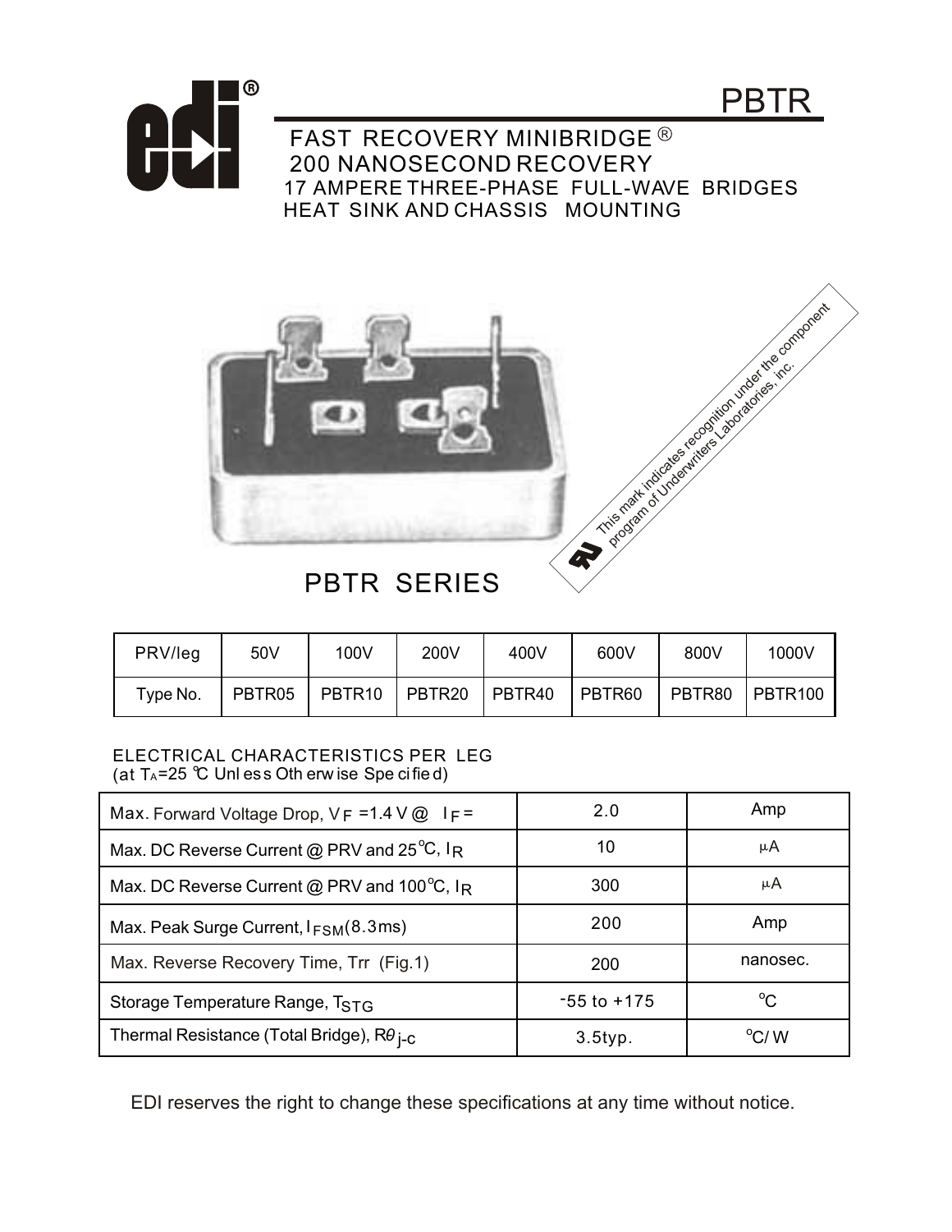# PBTR

## FAST RECOVERY MINIBRIDGE®
## 200 NANOSECOND RECOVERY

17 AMPERE THREE-PHASE FULL-WAVE BRIDGES
HEAT SINK AND CHASSIS MOUNTING

This mark indicates recognition under the component program of Underwriters Laboratories, inc.

## PBTR SERIES

| PRV/leg | 50V | 100V | 200V | 400V | 600V | 800V | 1000V |
|---|---|---|---|---|---|---|---|
| Type No. | PBTR05 | PBTR10 | PBTR20 | PBTR40 | PBTR60 | PBTR80 | PBTR100 |

ELECTRICAL CHARACTERISTICS PER LEG
(at $T_A$=25 ℃ Unless Otherwise Specified)

| | | |
|---|---|---|
| Max. Forward Voltage Drop, $V_F$ =1.4 V @ $I_F$ = | 2.0 | Amp |
| Max. DC Reverse Current @ PRV and 25°C, $I_R$ | 10 | µA |
| Max. DC Reverse Current @ PRV and 100°C, $I_R$ | 300 | µA |
| Max. Peak Surge Current, $I_{FSM}$(8.3ms) | 200 | Amp |
| Max. Reverse Recovery Time, Trr (Fig.1) | 200 | nanosec. |
| Storage Temperature Range, $T_{STG}$ | -55 to +175 | °C |
| Thermal Resistance (Total Bridge), $R\theta_{j-c}$ | 3.5typ. | °C/ W |

EDI reserves the right to change these specifications at any time without notice.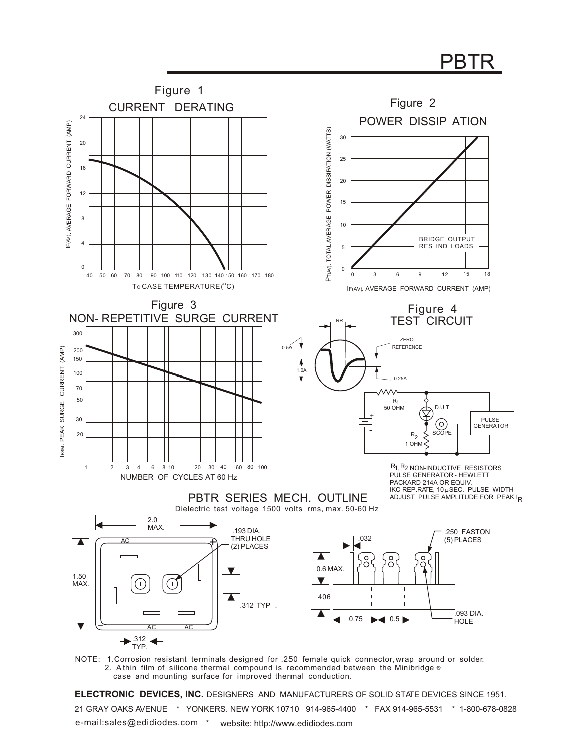# PBTR

## Figure 1
## CURRENT DERATING

$I_{F(AV)}$, AVERAGE FORWARD CURRENT (AMP)

24
20
16
12
8
4
0

40 50 60 70 80 90 100 110 120 130 140 150 160 170 180

$T_C$ CASE TEMPERATURE (°C)

## Figure 2
## POWER DISSIPATION

$P_{T(AV)}$, TOTAL AVERAGE POWER DISSIPATION (WATTS)

30
25
20
15
10
5
0

0 3 6 9 12 15 18

$I_{F(AV)}$, AVERAGE FORWARD CURRENT (AMP)

BRIDGE OUTPUT
RES IND LOADS

## Figure 3
## NON- REPETITIVE SURGE CURRENT

$I_{FSM}$, PEAK SURGE CURRENT (AMP)

300
200
150
100
70
50
30
20

1 2 3 4 6 8 10 20 30 40 60 80 100

NUMBER OF CYCLES AT 60 Hz

## Figure 4
## TEST CIRCUIT

$T_{RR}$

0.5A
1.0A
ZERO REFERENCE
0.25A

$R_1$ 50 OHM
D.U.T.
SCOPE
$R_2$ 1 OHM
PULSE GENERATOR

$R_1$, $R_2$ NON-INDUCTIVE RESISTORS
PULSE GENERATOR - HEWLETT PACKARD 214A OR EQUIV.
IKC REP.RATE, 10µSEC. PULSE WIDTH
ADJUST PULSE AMPLITUDE FOR PEAK $I_R$

## PBTR SERIES MECH. OUTLINE

Dielectric test voltage 1500 volts rms, max. 50-60 Hz

2.0 MAX.
.193 DIA. THRU HOLE (2) PLACES
1.50 MAX.
AC
+
AC AC
.312 TYP .
.312 TYP.
.032
.250 FASTON (5) PLACES
0.6 MAX.
. 406
0.75
0.5
.093 DIA. HOLE

NOTE: 1.Corrosion resistant terminals designed for .250 female quick connector, wrap around or solder.
2. A thin film of silicone thermal compound is recommended between the Minibridge ® case and mounting surface for improved thermal conduction.

**ELECTRONIC DEVICES, INC.** DESIGNERS AND MANUFACTURERS OF SOLID STATE DEVICES SINCE 1951.

21 GRAY OAKS AVENUE * YONKERS. NEW YORK 10710 914-965-4400 * FAX 914-965-5531 * 1-800-678-0828

e-mail:sales@edidiodes.com * website: http://www.edidiodes.com